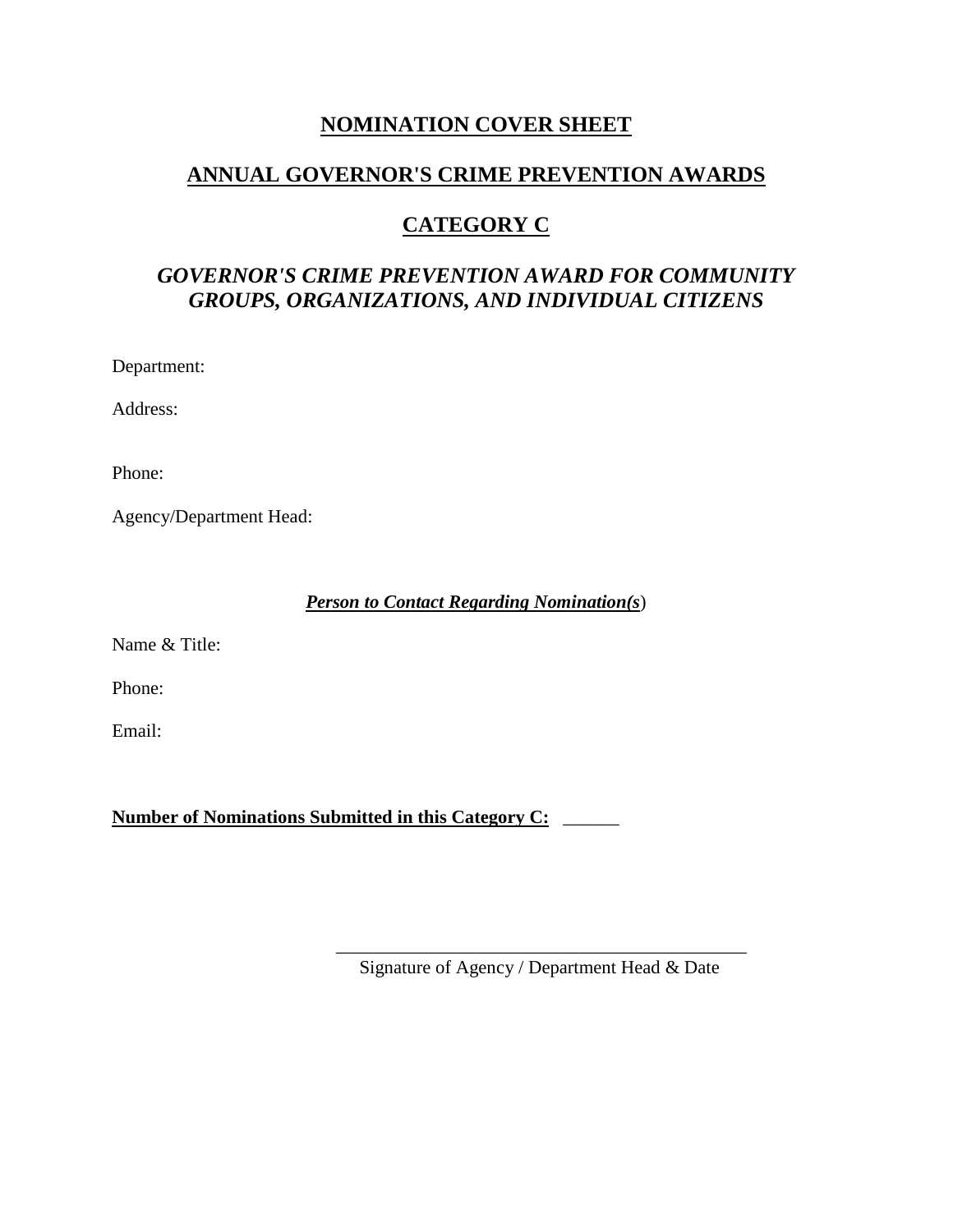# NOMINATION COVER SHEET

## ANNUAL GOVERNOR'S CRIME PREVENTION AWARDS

## CATEGORY C

### *GOVERNOR'S CRIME PREVENTION AWARD FOR COMMUNITY GROUPS, ORGANIZATIONS, AND INDIVIDUAL CITIZENS*

Department:

Address:

Phone:

Agency/Department Head:

***Person to Contact Regarding Nomination(s***)

Name & Title:

Phone:

Email:

**Number of Nominations Submitted in this Category C:** ______

____________________________________________
Signature of Agency / Department Head & Date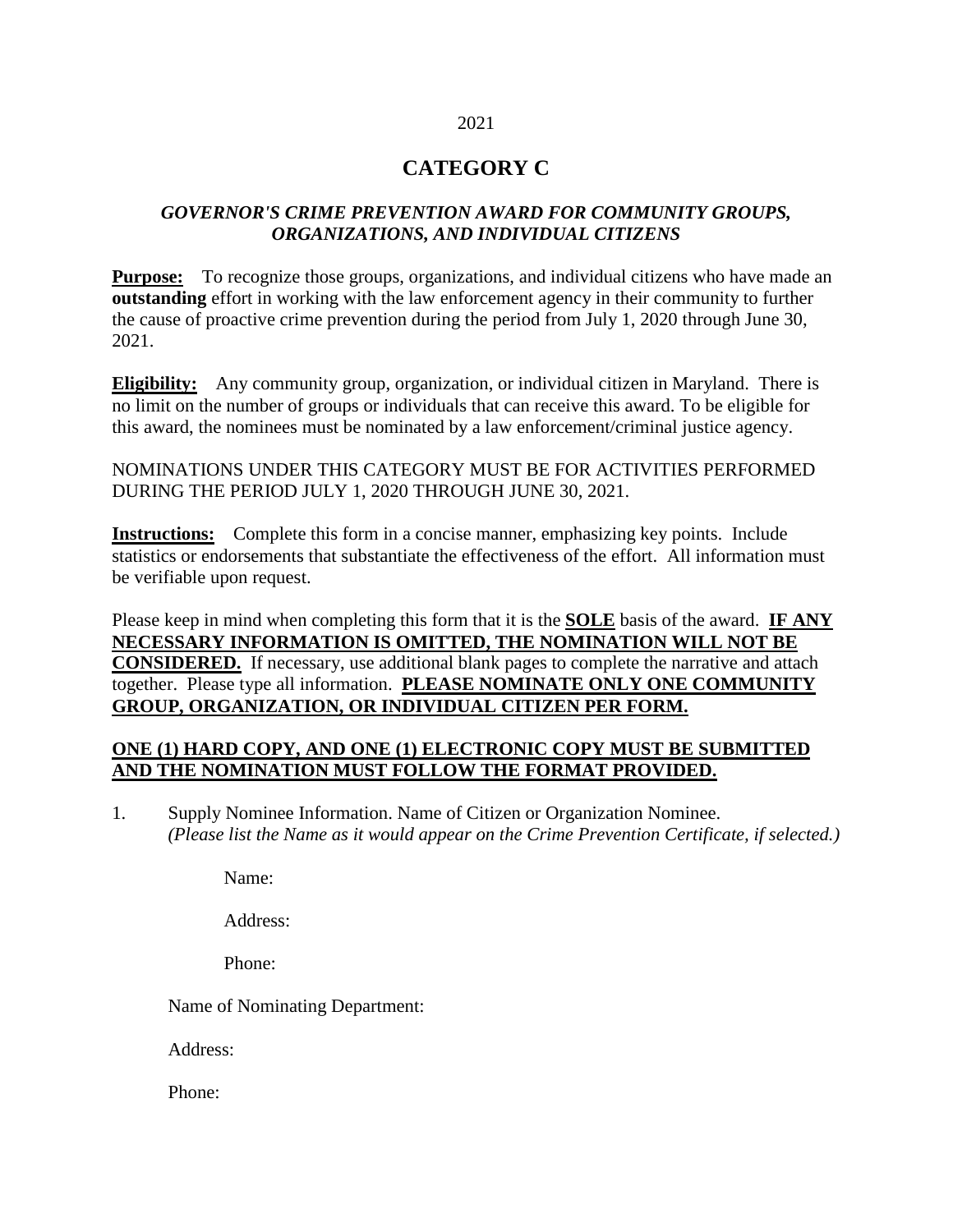2021

# CATEGORY C

### *GOVERNOR'S CRIME PREVENTION AWARD FOR COMMUNITY GROUPS, ORGANIZATIONS, AND INDIVIDUAL CITIZENS*

**<u>Purpose:</u>** To recognize those groups, organizations, and individual citizens who have made an **outstanding** effort in working with the law enforcement agency in their community to further the cause of proactive crime prevention during the period from July 1, 2020 through June 30, 2021.

**<u>Eligibility:</u>** Any community group, organization, or individual citizen in Maryland. There is no limit on the number of groups or individuals that can receive this award. To be eligible for this award, the nominees must be nominated by a law enforcement/criminal justice agency.

NOMINATIONS UNDER THIS CATEGORY MUST BE FOR ACTIVITIES PERFORMED DURING THE PERIOD JULY 1, 2020 THROUGH JUNE 30, 2021.

**<u>Instructions:</u>** Complete this form in a concise manner, emphasizing key points. Include statistics or endorsements that substantiate the effectiveness of the effort. All information must be verifiable upon request.

Please keep in mind when completing this form that it is the **<u>SOLE</u>** basis of the award. **<u>IF ANY NECESSARY INFORMATION IS OMITTED, THE NOMINATION WILL NOT BE CONSIDERED.</u>** If necessary, use additional blank pages to complete the narrative and attach together. Please type all information. **<u>PLEASE NOMINATE ONLY ONE COMMUNITY GROUP, ORGANIZATION, OR INDIVIDUAL CITIZEN PER FORM.</u>**

**<u>ONE (1) HARD COPY, AND ONE (1) ELECTRONIC COPY MUST BE SUBMITTED AND THE NOMINATION MUST FOLLOW THE FORMAT PROVIDED.</u>**

1. Supply Nominee Information. Name of Citizen or Organization Nominee.
   *(Please list the Name as it would appear on the Crime Prevention Certificate, if selected.)*

   Name:

   Address:

   Phone:

   Name of Nominating Department:

   Address:

   Phone: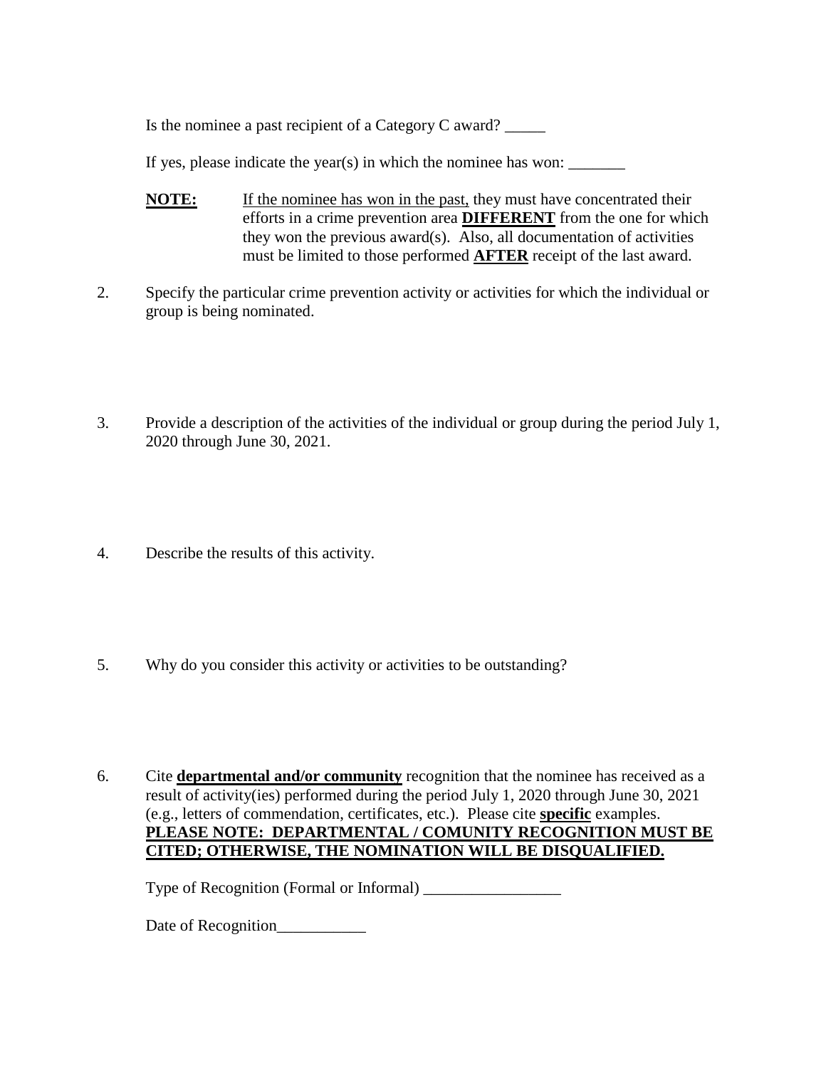Is the nominee a past recipient of a Category C award? _____

If yes, please indicate the year(s) in which the nominee has won: _______

**NOTE:** If the nominee has won in the past, they must have concentrated their efforts in a crime prevention area **DIFFERENT** from the one for which they won the previous award(s). Also, all documentation of activities must be limited to those performed **AFTER** receipt of the last award.

2. Specify the particular crime prevention activity or activities for which the individual or group is being nominated.

3. Provide a description of the activities of the individual or group during the period July 1, 2020 through June 30, 2021.

4. Describe the results of this activity.

5. Why do you consider this activity or activities to be outstanding?

6. Cite **departmental and/or community** recognition that the nominee has received as a result of activity(ies) performed during the period July 1, 2020 through June 30, 2021 (e.g., letters of commendation, certificates, etc.). Please cite **specific** examples. **PLEASE NOTE: DEPARTMENTAL / COMUNITY RECOGNITION MUST BE CITED; OTHERWISE, THE NOMINATION WILL BE DISQUALIFIED.**

   Type of Recognition (Formal or Informal) _________________

   Date of Recognition___________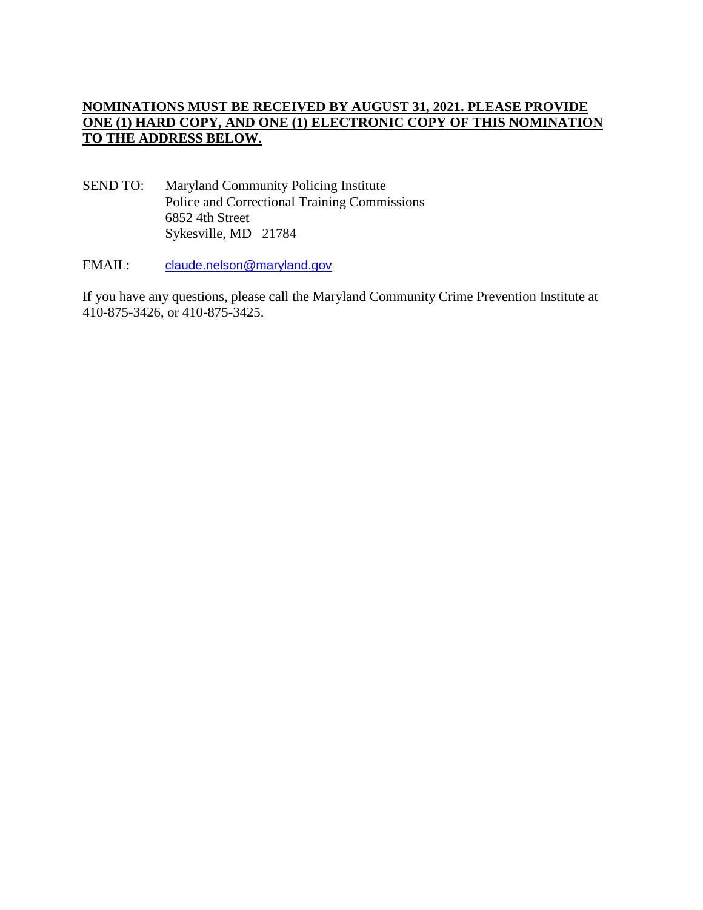**NOMINATIONS MUST BE RECEIVED BY AUGUST 31, 2021. PLEASE PROVIDE ONE (1) HARD COPY, AND ONE (1) ELECTRONIC COPY OF THIS NOMINATION TO THE ADDRESS BELOW.**

SEND TO: Maryland Community Policing Institute
Police and Correctional Training Commissions
6852 4th Street
Sykesville, MD 21784

EMAIL: claude.nelson@maryland.gov

If you have any questions, please call the Maryland Community Crime Prevention Institute at 410-875-3426, or 410-875-3425.